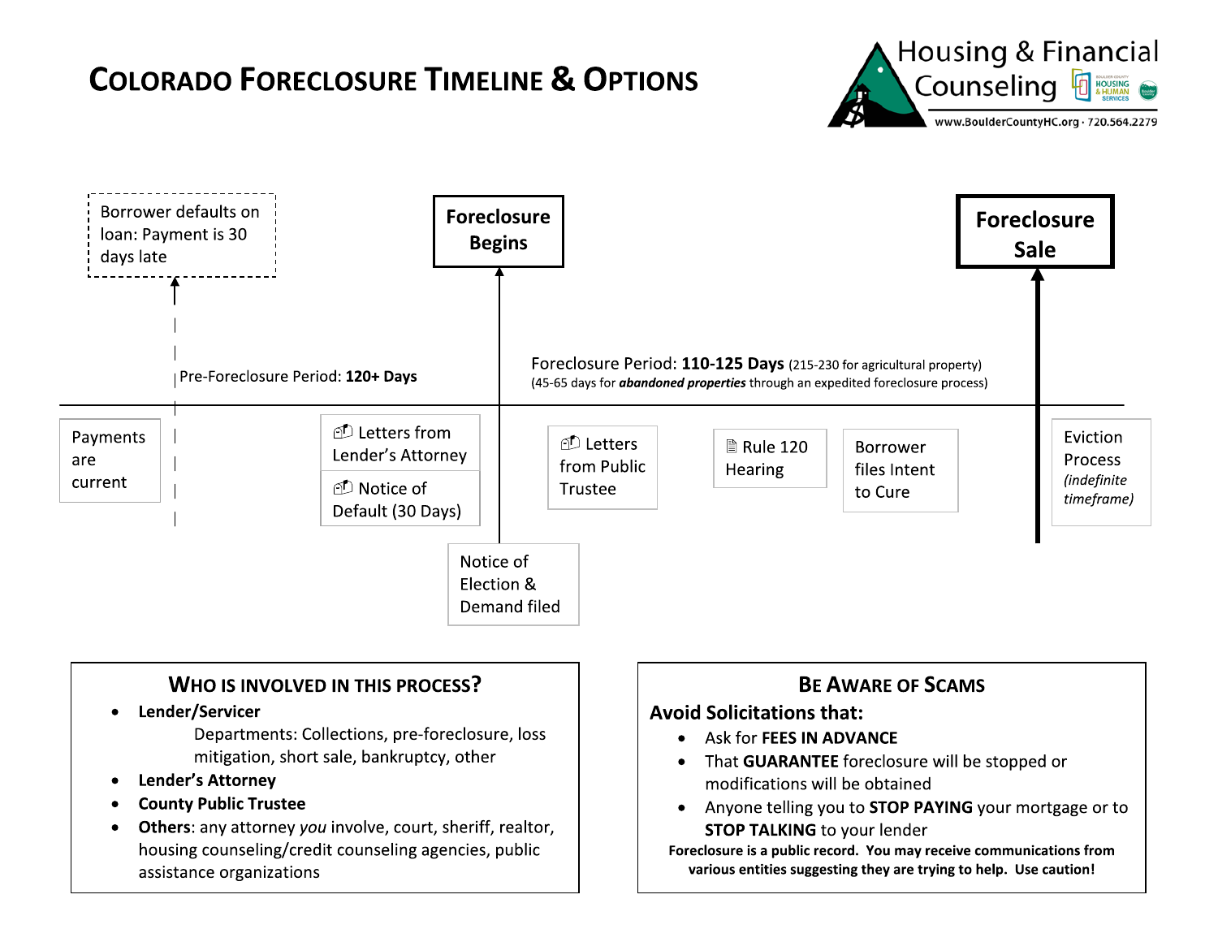# COLORADO FORECLOSURE TIMELINE & OPTIONS

Housing & Financial Counseling

www.BoulderCountyHC.org · 720.564.2279

Borrower defaults on loan: Payment is 30 days late

**Foreclosure Begins**

**Foreclosure Sale**

Pre-Foreclosure Period: **120+ Days**

Foreclosure Period: **110-125 Days** (215-230 for agricultural property)
(45-65 days for ***abandoned properties*** through an expedited foreclosure process)

- Payments are current
- Letters from Lender's Attorney
- Notice of Default (30 Days)
- Notice of Election & Demand filed
- Letters from Public Trustee
- Rule 120 Hearing
- Borrower files Intent to Cure
- Eviction Process *(indefinite timeframe)*

## WHO IS INVOLVED IN THIS PROCESS?

- **Lender/Servicer**
  Departments: Collections, pre-foreclosure, loss mitigation, short sale, bankruptcy, other
- **Lender's Attorney**
- **County Public Trustee**
- **Others**: any attorney *you* involve, court, sheriff, realtor, housing counseling/credit counseling agencies, public assistance organizations

## BE AWARE OF SCAMS

**Avoid Solicitations that:**

- Ask for **FEES IN ADVANCE**
- That **GUARANTEE** foreclosure will be stopped or modifications will be obtained
- Anyone telling you to **STOP PAYING** your mortgage or to **STOP TALKING** to your lender

**Foreclosure is a public record. You may receive communications from various entities suggesting they are trying to help. Use caution!**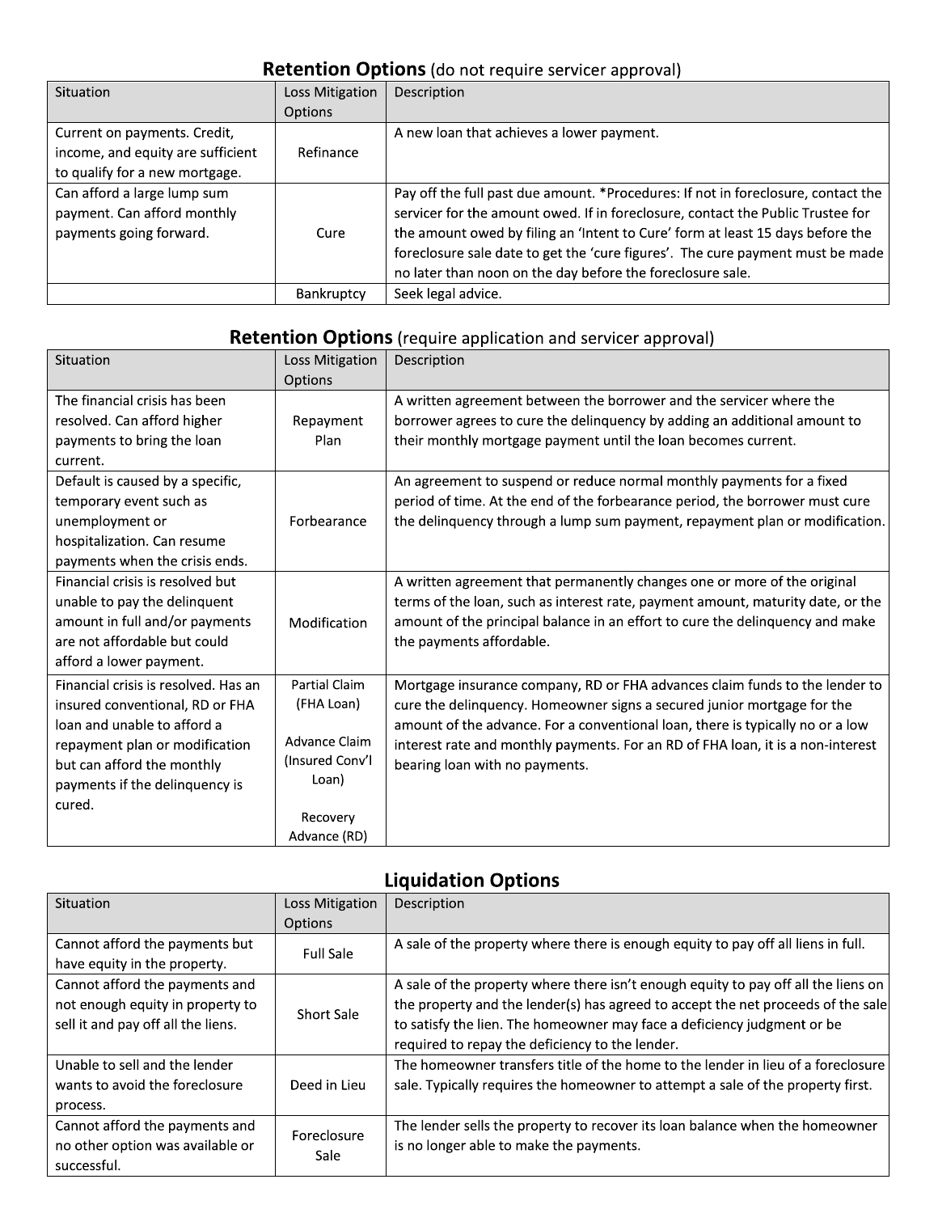## **Retention Options** (do not require servicer approval)

| Situation | Loss Mitigation Options | Description |
|---|---|---|
| Current on payments. Credit, income, and equity are sufficient to qualify for a new mortgage. | Refinance | A new loan that achieves a lower payment. |
| Can afford a large lump sum payment. Can afford monthly payments going forward. | Cure | Pay off the full past due amount. *Procedures: If not in foreclosure, contact the servicer for the amount owed. If in foreclosure, contact the Public Trustee for the amount owed by filing an 'Intent to Cure' form at least 15 days before the foreclosure sale date to get the 'cure figures'. The cure payment must be made no later than noon on the day before the foreclosure sale. |
| | Bankruptcy | Seek legal advice. |

## **Retention Options** (require application and servicer approval)

| Situation | Loss Mitigation Options | Description |
|---|---|---|
| The financial crisis has been resolved. Can afford higher payments to bring the loan current. | Repayment Plan | A written agreement between the borrower and the servicer where the borrower agrees to cure the delinquency by adding an additional amount to their monthly mortgage payment until the loan becomes current. |
| Default is caused by a specific, temporary event such as unemployment or hospitalization. Can resume payments when the crisis ends. | Forbearance | An agreement to suspend or reduce normal monthly payments for a fixed period of time. At the end of the forbearance period, the borrower must cure the delinquency through a lump sum payment, repayment plan or modification. |
| Financial crisis is resolved but unable to pay the delinquent amount in full and/or payments are not affordable but could afford a lower payment. | Modification | A written agreement that permanently changes one or more of the original terms of the loan, such as interest rate, payment amount, maturity date, or the amount of the principal balance in an effort to cure the delinquency and make the payments affordable. |
| Financial crisis is resolved. Has an insured conventional, RD or FHA loan and unable to afford a repayment plan or modification but can afford the monthly payments if the delinquency is cured. | Partial Claim (FHA Loan)<br><br>Advance Claim (Insured Conv'l Loan)<br><br>Recovery Advance (RD) | Mortgage insurance company, RD or FHA advances claim funds to the lender to cure the delinquency. Homeowner signs a secured junior mortgage for the amount of the advance. For a conventional loan, there is typically no or a low interest rate and monthly payments. For an RD of FHA loan, it is a non-interest bearing loan with no payments. |

## **Liquidation Options**

| Situation | Loss Mitigation Options | Description |
|---|---|---|
| Cannot afford the payments but have equity in the property. | Full Sale | A sale of the property where there is enough equity to pay off all liens in full. |
| Cannot afford the payments and not enough equity in property to sell it and pay off all the liens. | Short Sale | A sale of the property where there isn't enough equity to pay off all the liens on the property and the lender(s) has agreed to accept the net proceeds of the sale to satisfy the lien. The homeowner may face a deficiency judgment or be required to repay the deficiency to the lender. |
| Unable to sell and the lender wants to avoid the foreclosure process. | Deed in Lieu | The homeowner transfers title of the home to the lender in lieu of a foreclosure sale. Typically requires the homeowner to attempt a sale of the property first. |
| Cannot afford the payments and no other option was available or successful. | Foreclosure Sale | The lender sells the property to recover its loan balance when the homeowner is no longer able to make the payments. |